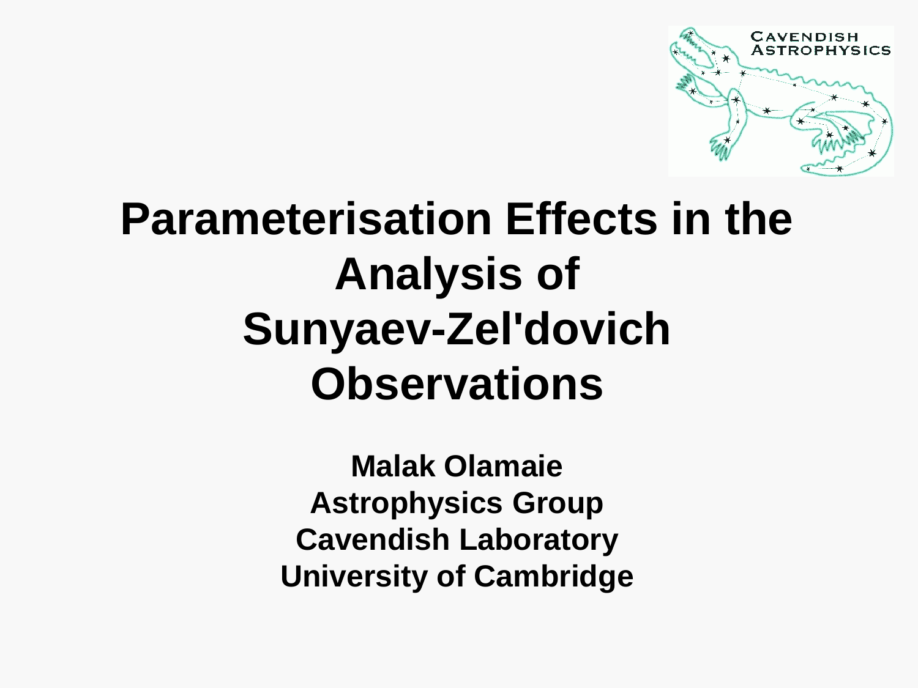# Parameterisation Effects in the Analysis of Sunyaev-Zel'dovich Observations

**Malak Olamaie**
**Astrophysics Group**
**Cavendish Laboratory**
**University of Cambridge**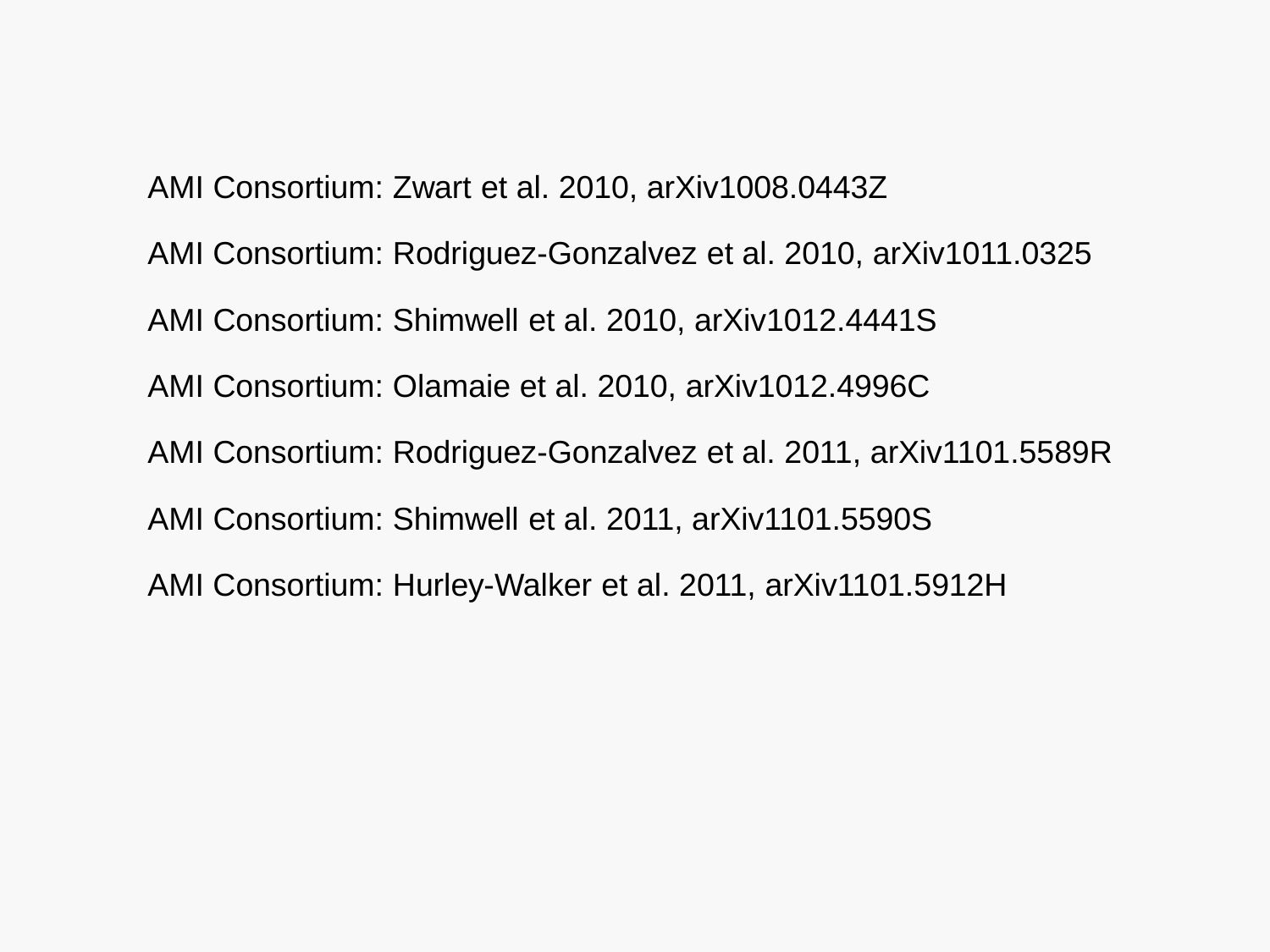AMI Consortium: Zwart et al. 2010, arXiv1008.0443Z

AMI Consortium: Rodriguez-Gonzalvez et al. 2010, arXiv1011.0325

AMI Consortium: Shimwell et al. 2010, arXiv1012.4441S

AMI Consortium: Olamaie et al. 2010, arXiv1012.4996C

AMI Consortium: Rodriguez-Gonzalvez et al. 2011, arXiv1101.5589R

AMI Consortium: Shimwell et al. 2011, arXiv1101.5590S

AMI Consortium: Hurley-Walker et al. 2011, arXiv1101.5912H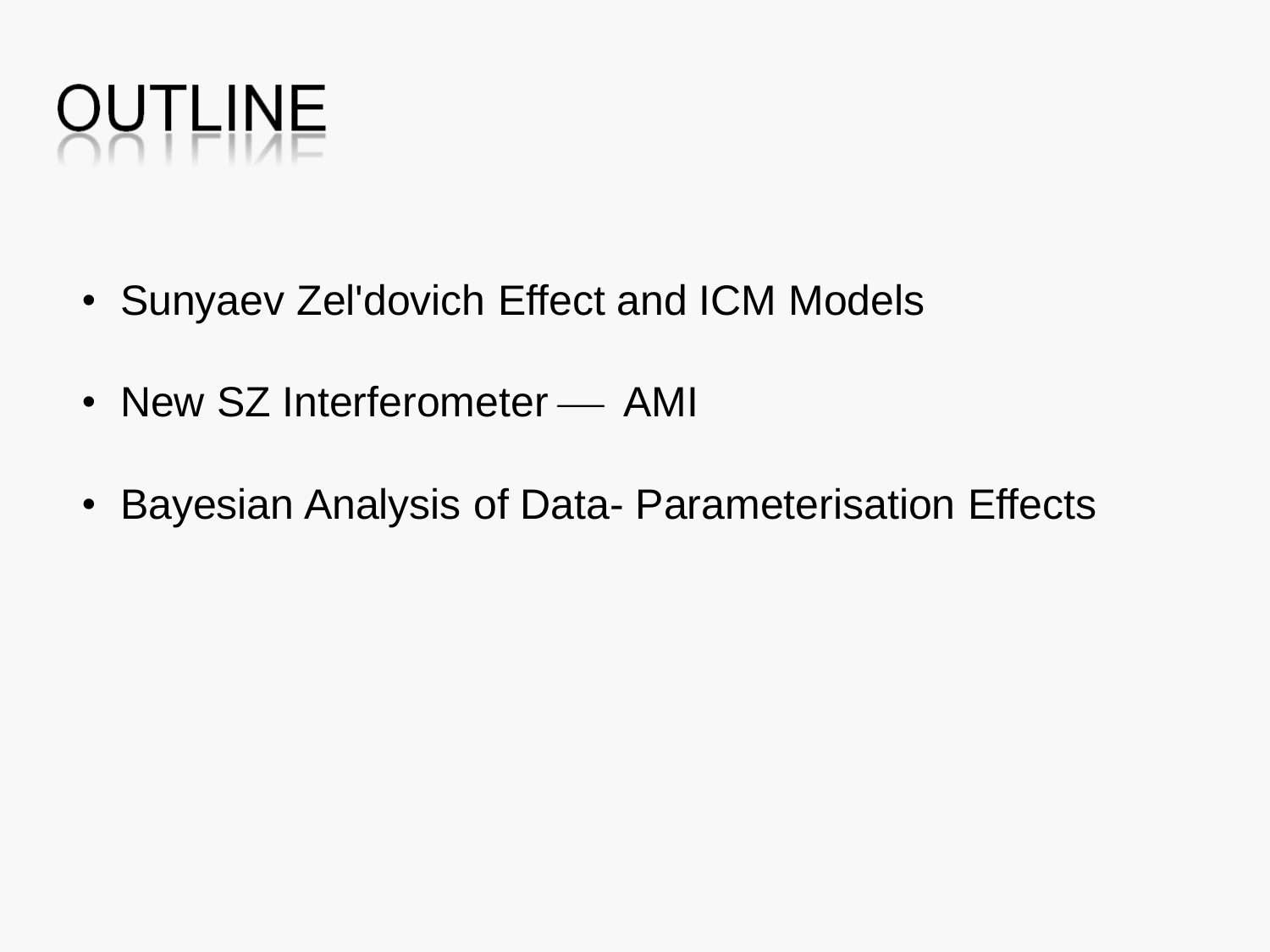# OUTLINE

- Sunyaev Zel'dovich Effect and ICM Models
- New SZ Interferometer — AMI
- Bayesian Analysis of Data- Parameterisation Effects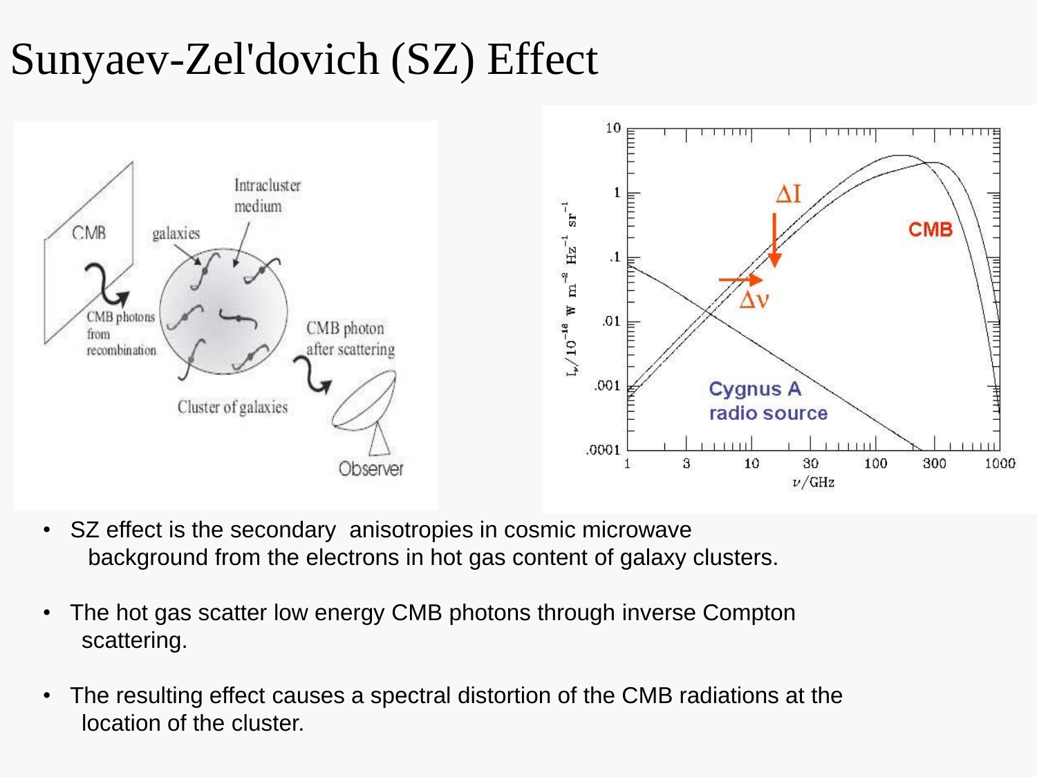# Sunyaev-Zel'dovich (SZ) Effect

- SZ effect is the secondary anisotropies in cosmic microwave background from the electrons in hot gas content of galaxy clusters.
- The hot gas scatter low energy CMB photons through inverse Compton scattering.
- The resulting effect causes a spectral distortion of the CMB radiations at the location of the cluster.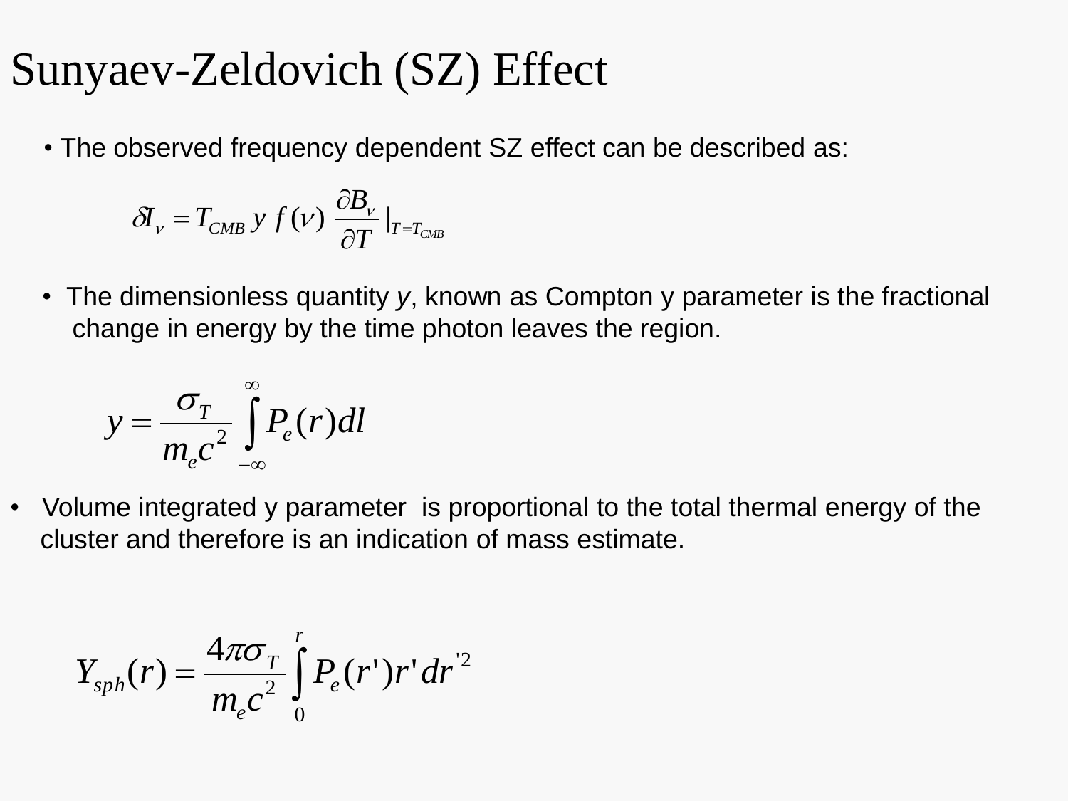# Sunyaev-Zeldovich (SZ) Effect

- The observed frequency dependent SZ effect can be described as:

$$\delta I_\nu = T_{CMB}\, y\, f(\nu)\, \frac{\partial B_\nu}{\partial T}\Big|_{T=T_{CMB}}$$

- The dimensionless quantity *y*, known as Compton y parameter is the fractional change in energy by the time photon leaves the region.

$$y = \frac{\sigma_T}{m_e c^2} \int_{-\infty}^{\infty} P_e(r)\, dl$$

- Volume integrated y parameter is proportional to the total thermal energy of the cluster and therefore is an indication of mass estimate.

$$Y_{sph}(r) = \frac{4\pi\sigma_T}{m_e c^2} \int_0^r P_e(r') r' dr'^2$$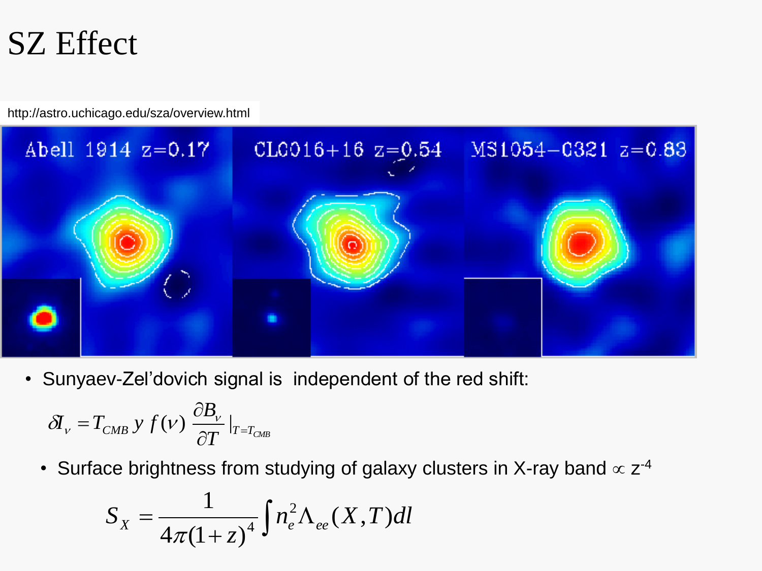# SZ Effect

http://astro.uchicago.edu/sza/overview.html

- Sunyaev-Zel'dovich signal is independent of the red shift:

$$\delta I_{\nu} = T_{CMB}\, y\, f(\nu)\, \frac{\partial B_{\nu}}{\partial T}\Big|_{T=T_{CMB}}$$

  - Surface brightness from studying of galaxy clusters in X-ray band $\propto z^{-4}$

$$S_X = \frac{1}{4\pi(1+z)^4} \int n_e^2 \Lambda_{ee}(X,T)\, dl$$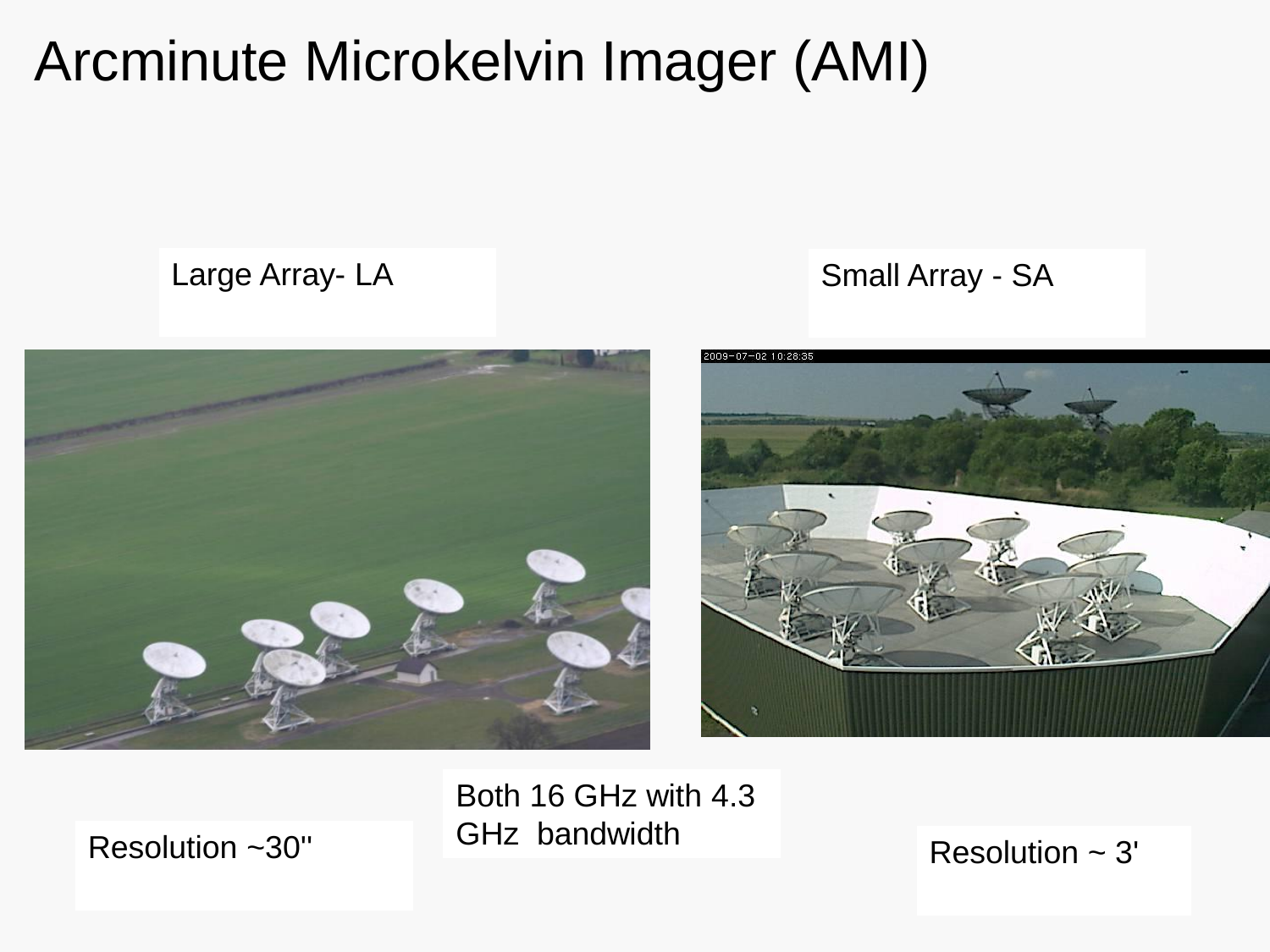# Arcminute Microkelvin Imager (AMI)

Large Array- LA

Small Array - SA

Resolution ~30''

Both 16 GHz with 4.3 GHz bandwidth

Resolution ~ 3'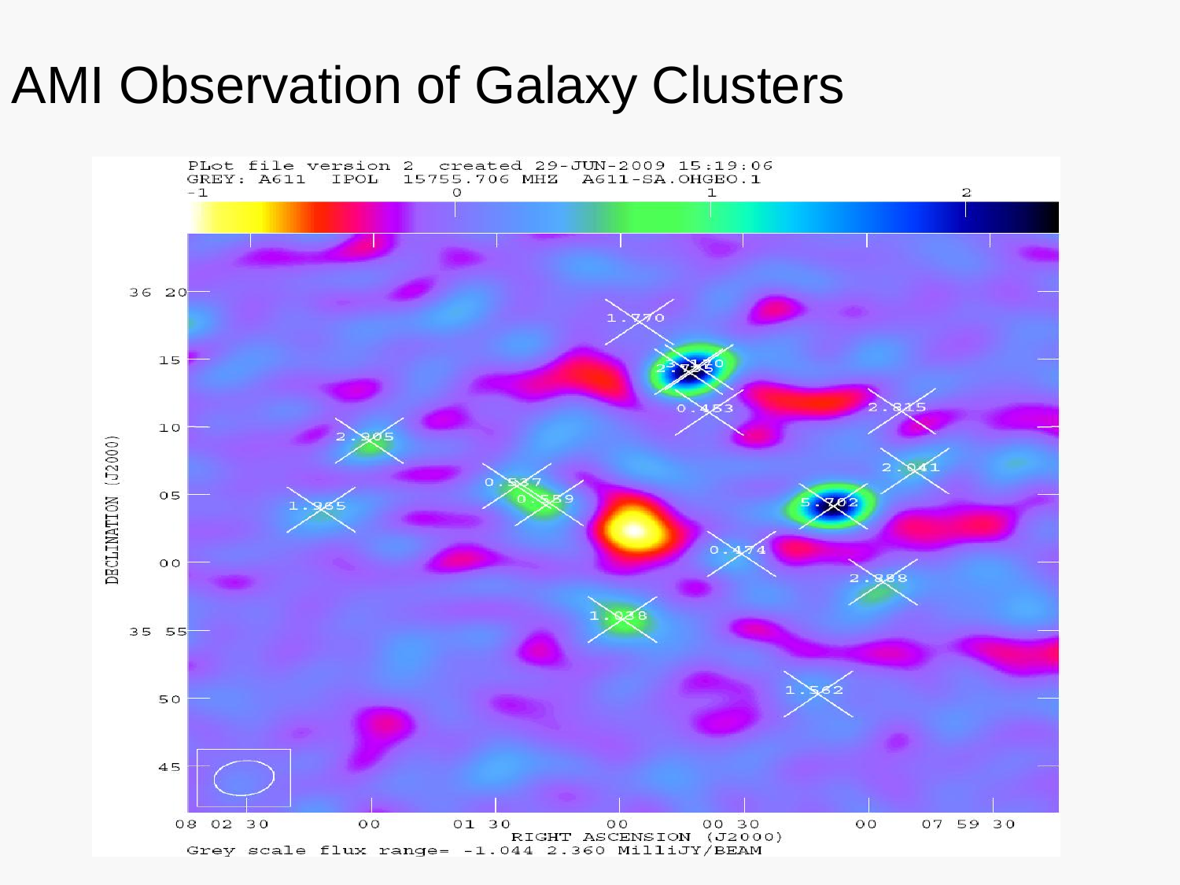# AMI Observation of Galaxy Clusters

PLot file version 2 created 29-JUN-2009 15:19:06
GREY: A611 IPOL 15755.706 MHZ A611-SA.OHGEO.1

Grey scale flux range= -1.044 2.360 MilliJY/BEAM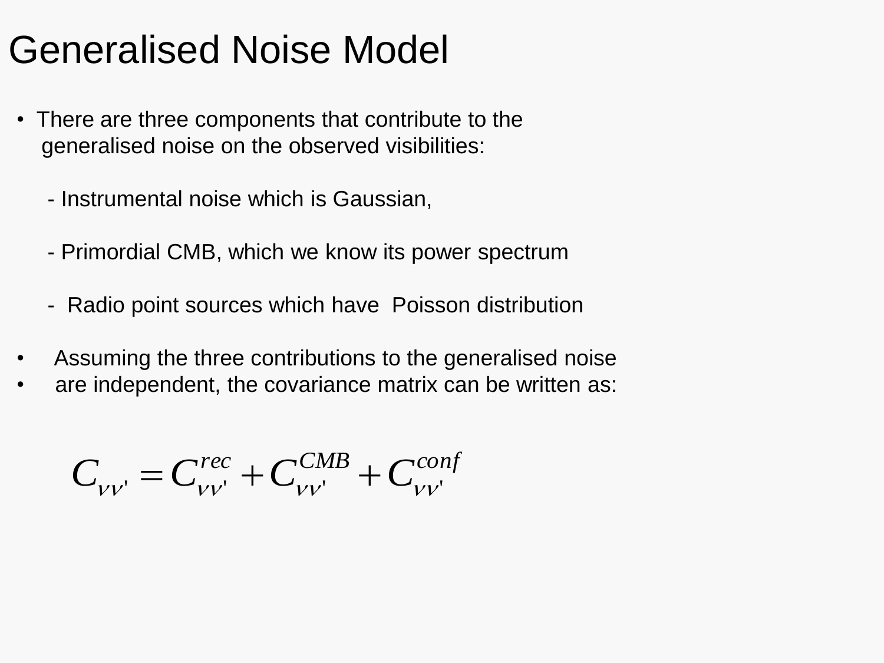# Generalised Noise Model

- There are three components that contribute to the generalised noise on the observed visibilities:

  - Instrumental noise which is Gaussian,

  - Primordial CMB, which we know its power spectrum

  - Radio point sources which have Poisson distribution

- Assuming the three contributions to the generalised noise
- are independent, the covariance matrix can be written as:

$$C_{\nu\nu'} = C_{\nu\nu'}^{rec} + C_{\nu\nu'}^{CMB} + C_{\nu\nu'}^{conf}$$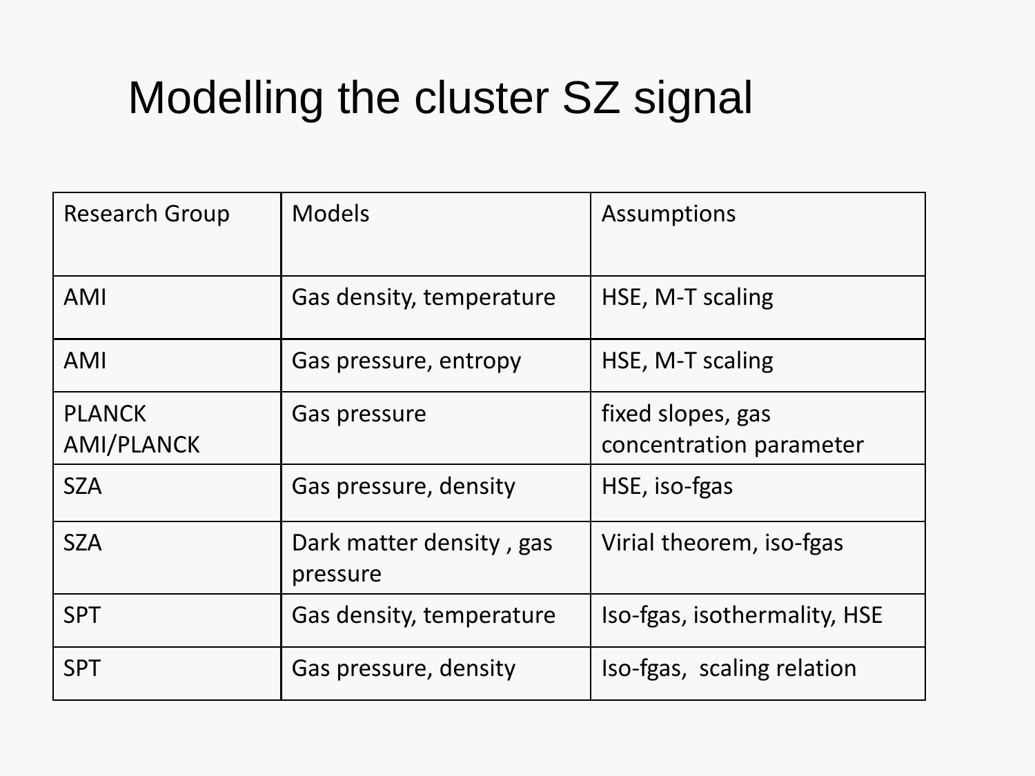# Modelling the cluster SZ signal

| Research Group | Models | Assumptions |
| --- | --- | --- |
| AMI | Gas density, temperature | HSE, M-T scaling |
| AMI | Gas pressure, entropy | HSE, M-T scaling |
| PLANCK AMI/PLANCK | Gas pressure | fixed slopes, gas concentration parameter |
| SZA | Gas pressure, density | HSE, iso-fgas |
| SZA | Dark matter density , gas pressure | Virial theorem, iso-fgas |
| SPT | Gas density, temperature | Iso-fgas, isothermality, HSE |
| SPT | Gas pressure, density | Iso-fgas,  scaling relation |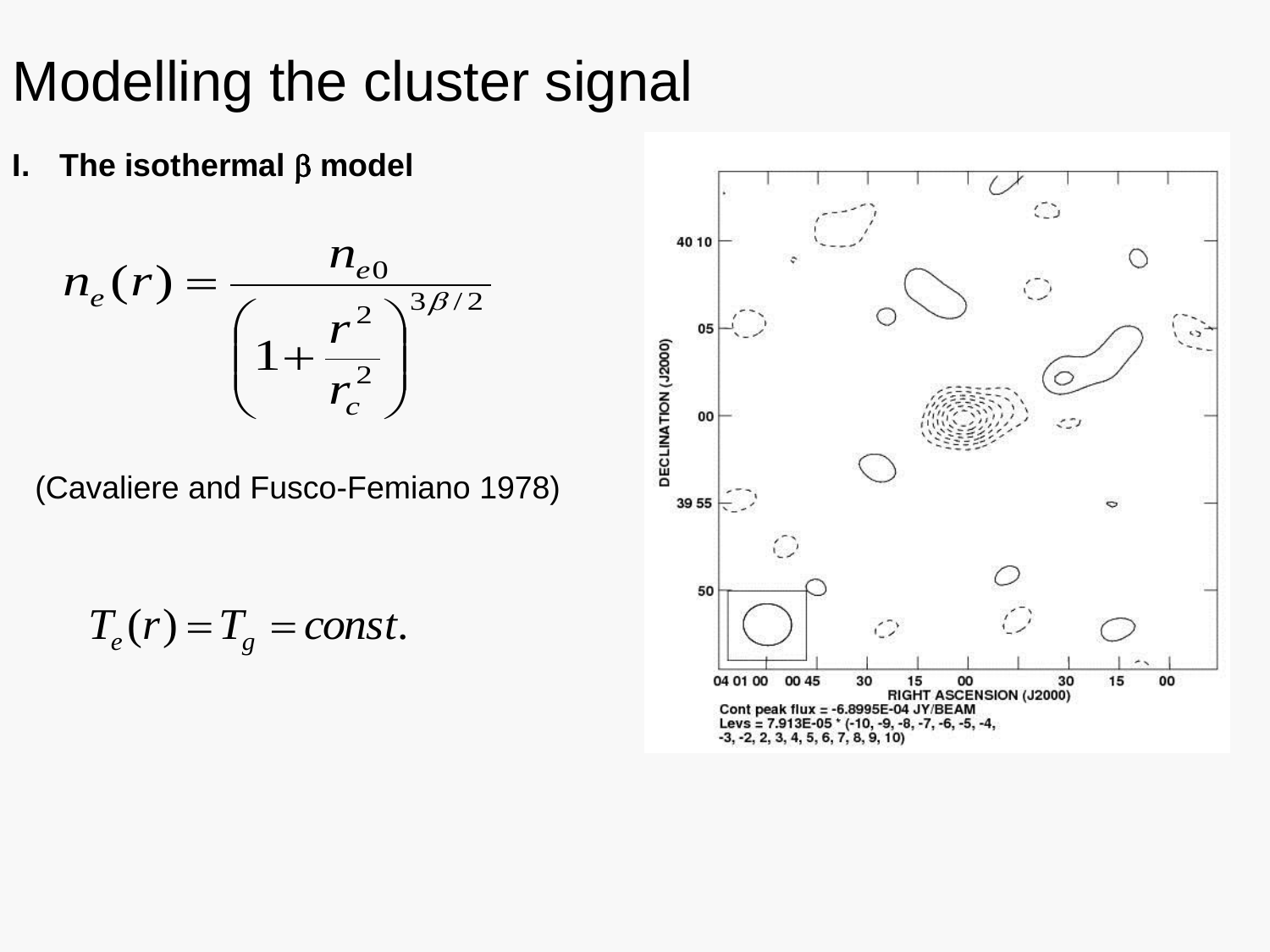# Modelling the cluster signal

**I. The isothermal β model**

$$n_e(r) = \frac{n_{e0}}{\left(1 + \frac{r^2}{r_c^2}\right)^{3\beta/2}}$$

(Cavaliere and Fusco-Femiano 1978)

$$T_e(r) = T_g = const.$$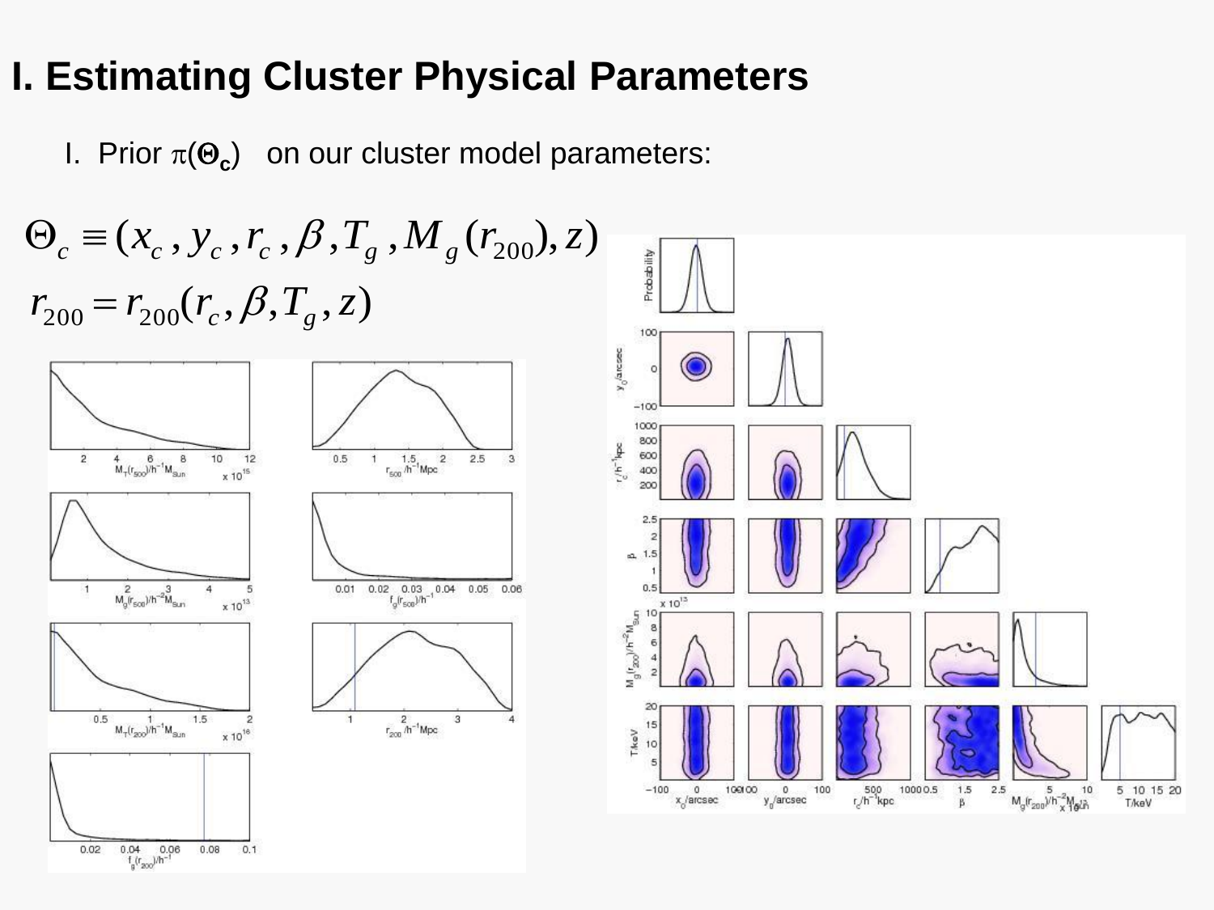# I. Estimating Cluster Physical Parameters

I. Prior $\pi(\mathbf{\Theta_c})$ on our cluster model parameters:

$$\Theta_c \equiv (x_c, y_c, r_c, \beta, T_g, M_g(r_{200}), z)$$

$$r_{200} = r_{200}(r_c, \beta, T_g, z)$$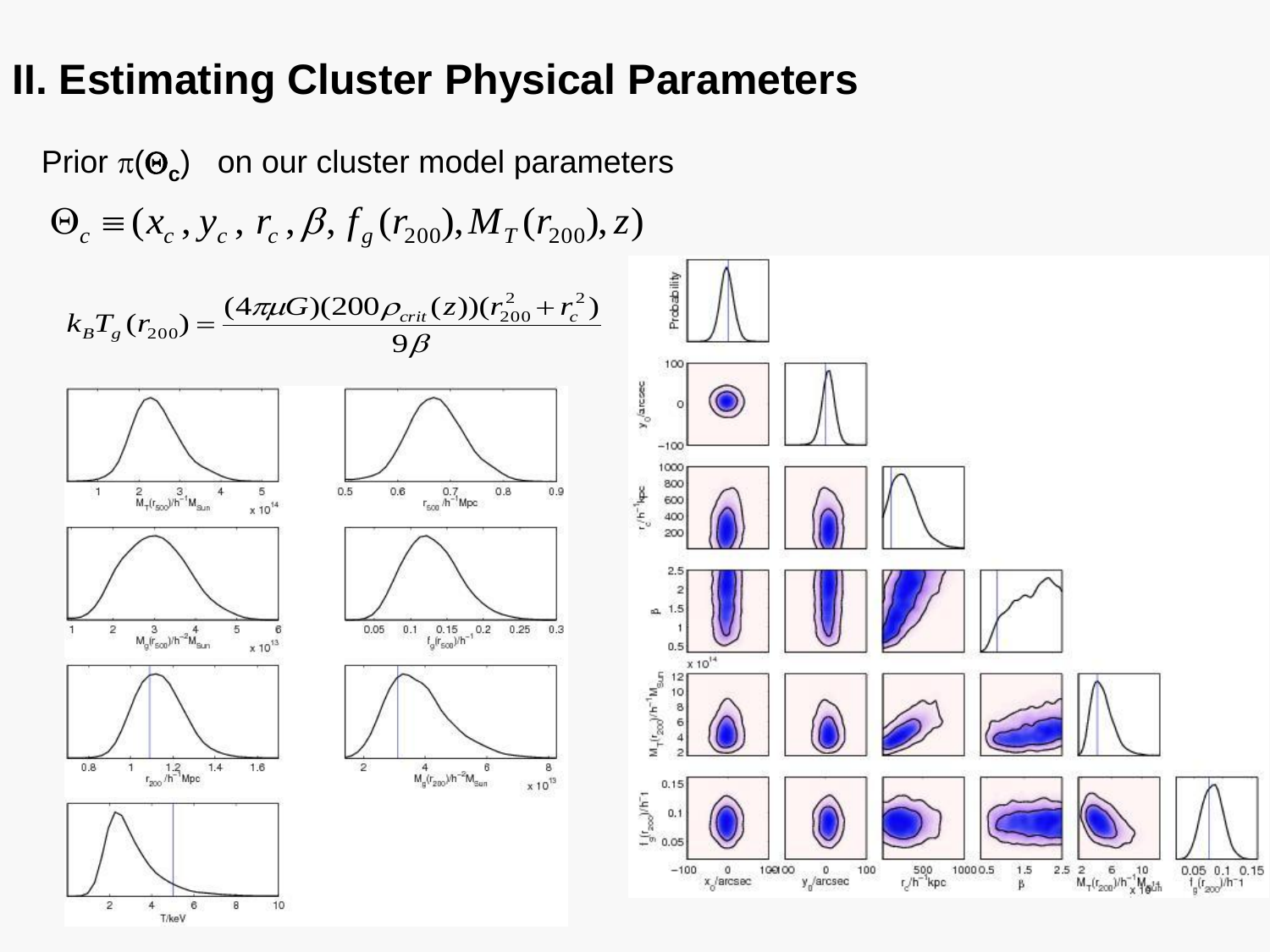# II. Estimating Cluster Physical Parameters

Prior $\pi(\mathbf{\Theta_c})$ on our cluster model parameters

$$\Theta_c \equiv (x_c, y_c, r_c, \beta, f_g(r_{200}), M_T(r_{200}), z)$$

$$k_B T_g(r_{200}) = \frac{(4\pi\mu G)(200\rho_{crit}(z))(r_{200}^2 + r_c^2)}{9\beta}$$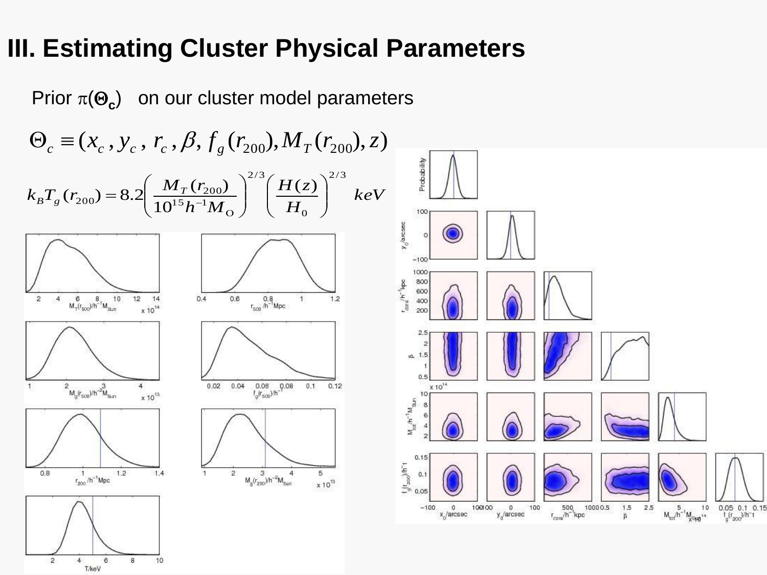# III. Estimating Cluster Physical Parameters

Prior $\pi(\Theta_c)$ on our cluster model parameters

$$\Theta_c \equiv (x_c, y_c, r_c, \beta, f_g(r_{200}), M_T(r_{200}), z)$$

$$k_B T_g(r_{200}) = 8.2\left(\frac{M_T(r_{200})}{10^{15}h^{-1}M_{\odot}}\right)^{2/3}\left(\frac{H(z)}{H_0}\right)^{2/3} \ keV$$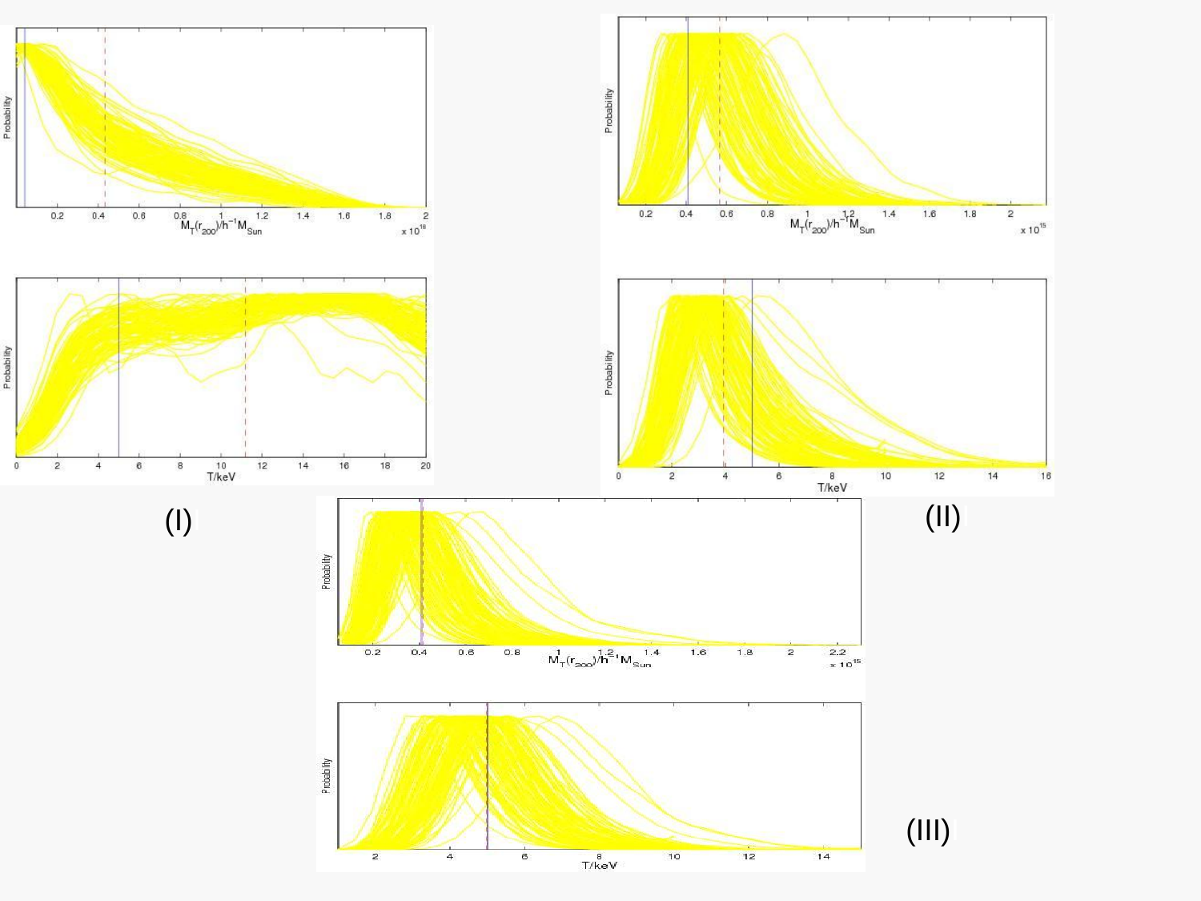(I)

(II)

(III)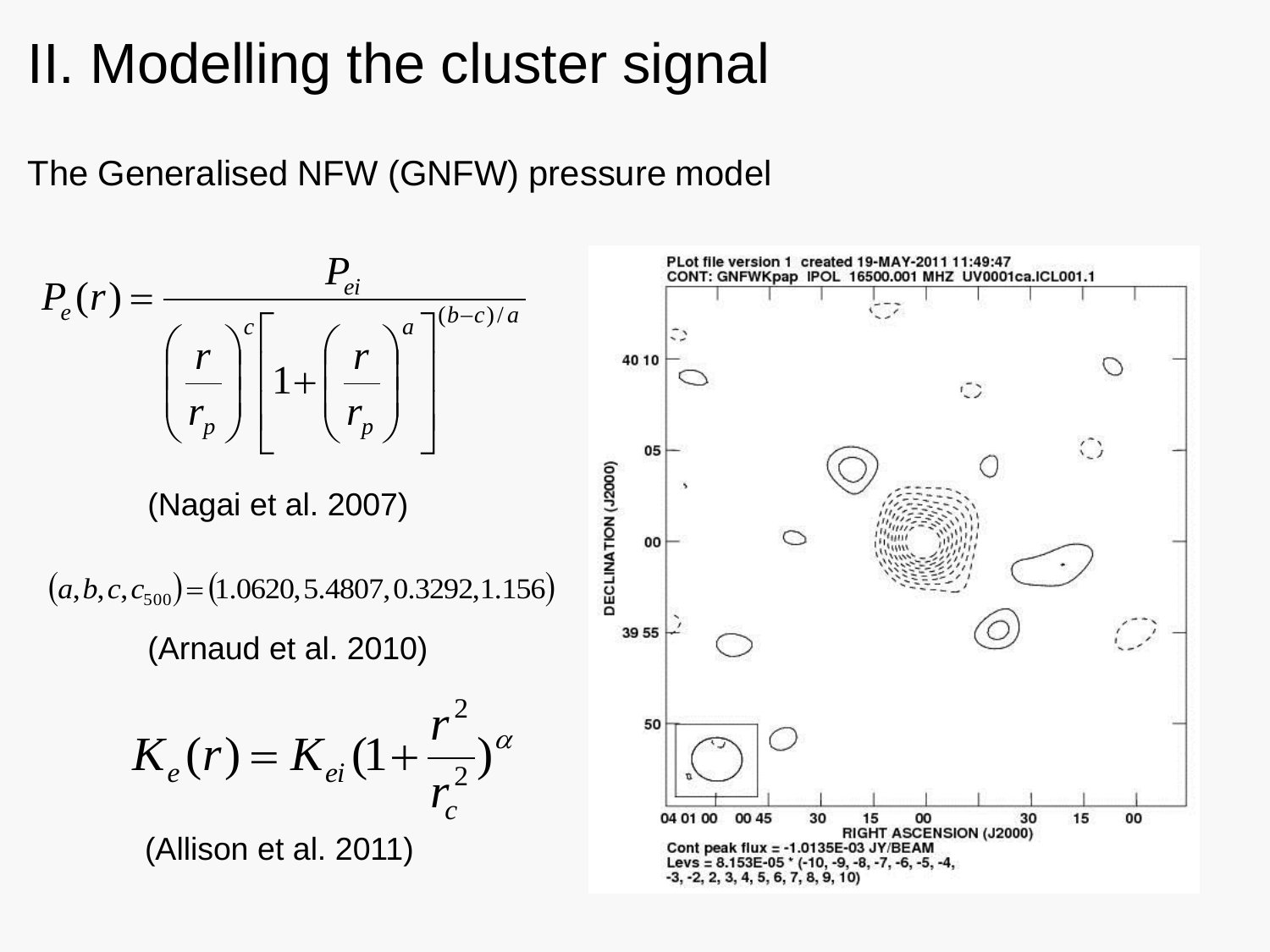# II. Modelling the cluster signal

The Generalised NFW (GNFW) pressure model

$$P_e(r) = \frac{P_{ei}}{\left(\frac{r}{r_p}\right)^c \left[1 + \left(\frac{r}{r_p}\right)^a\right]^{(b-c)/a}}$$

(Nagai et al. 2007)

$$(a, b, c, c_{500}) = (1.0620, 5.4807, 0.3292, 1.156)$$

(Arnaud et al. 2010)

$$K_e(r) = K_{ei}\left(1 + \frac{r^2}{r_c^2}\right)^{\alpha}$$

(Allison et al. 2011)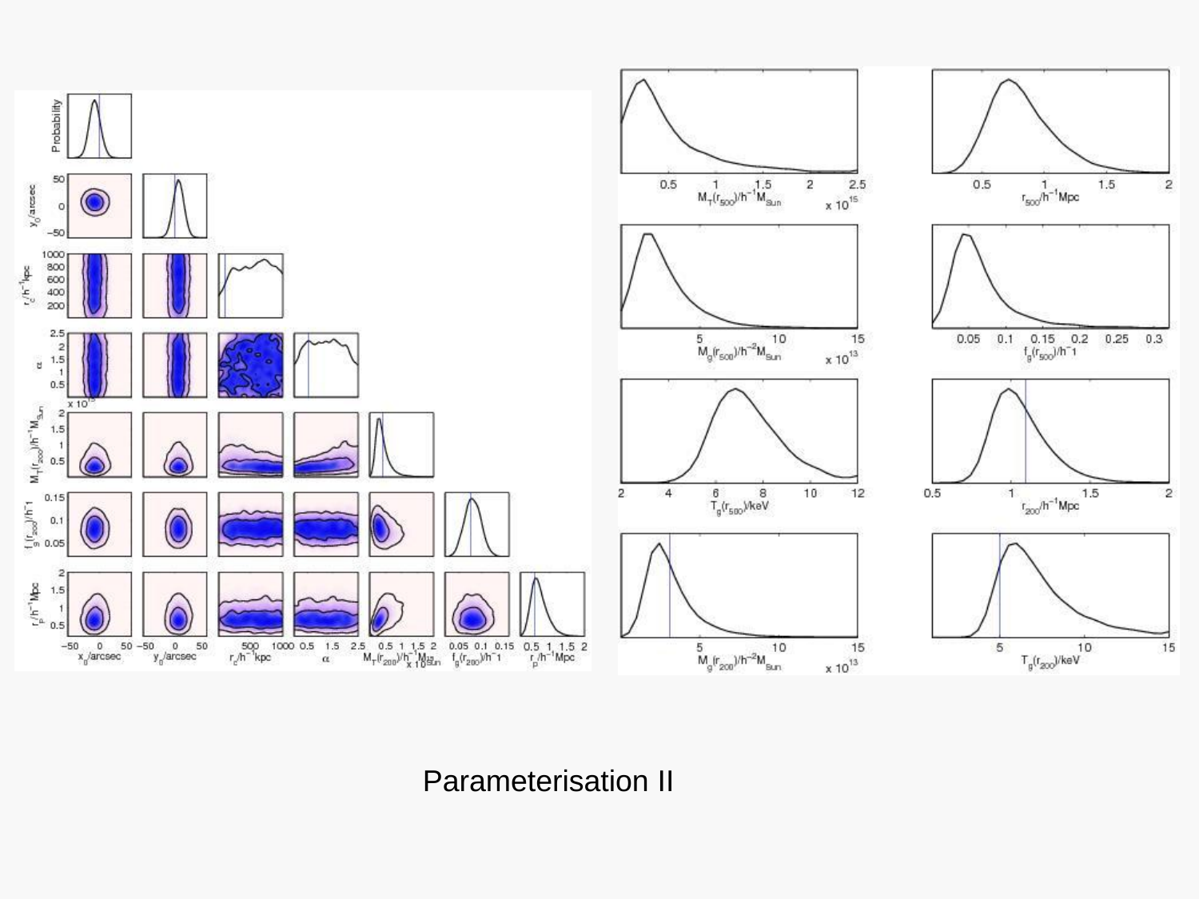Parameterisation II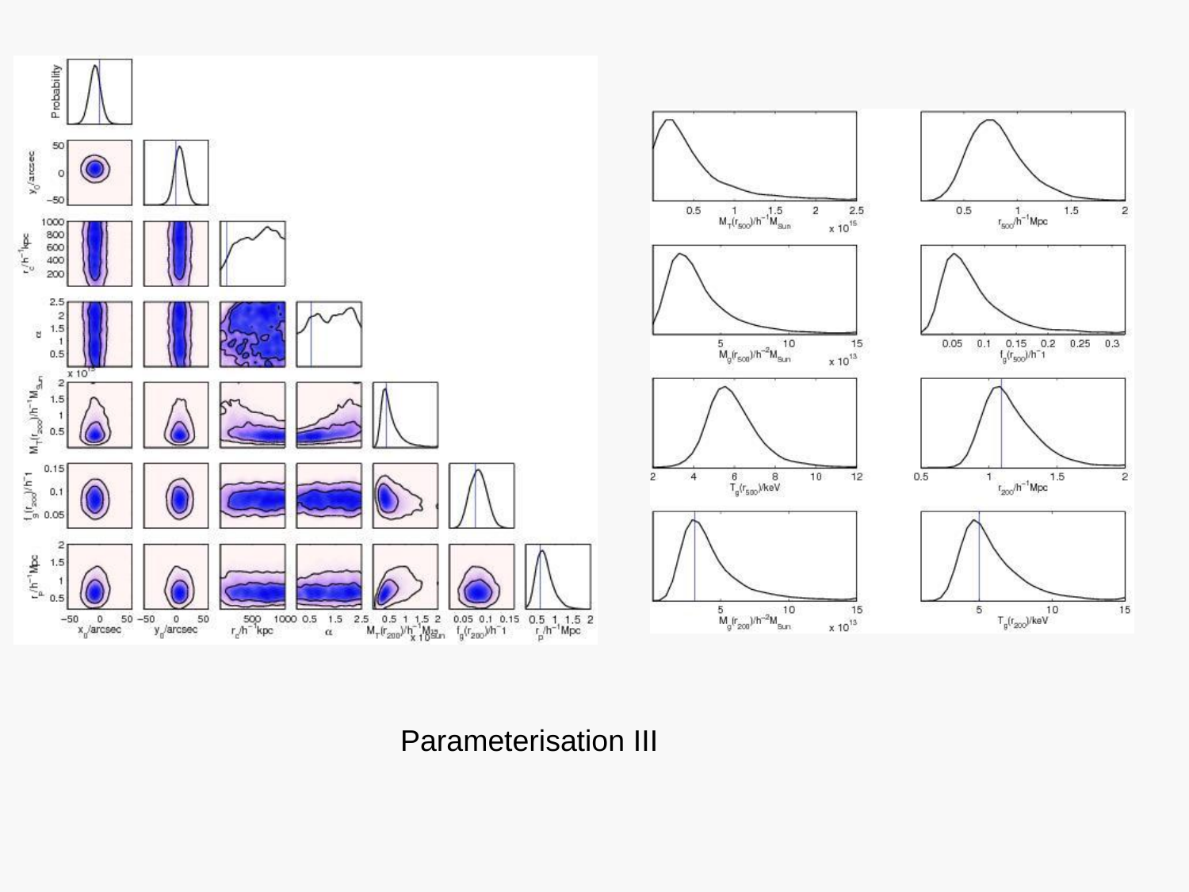Parameterisation III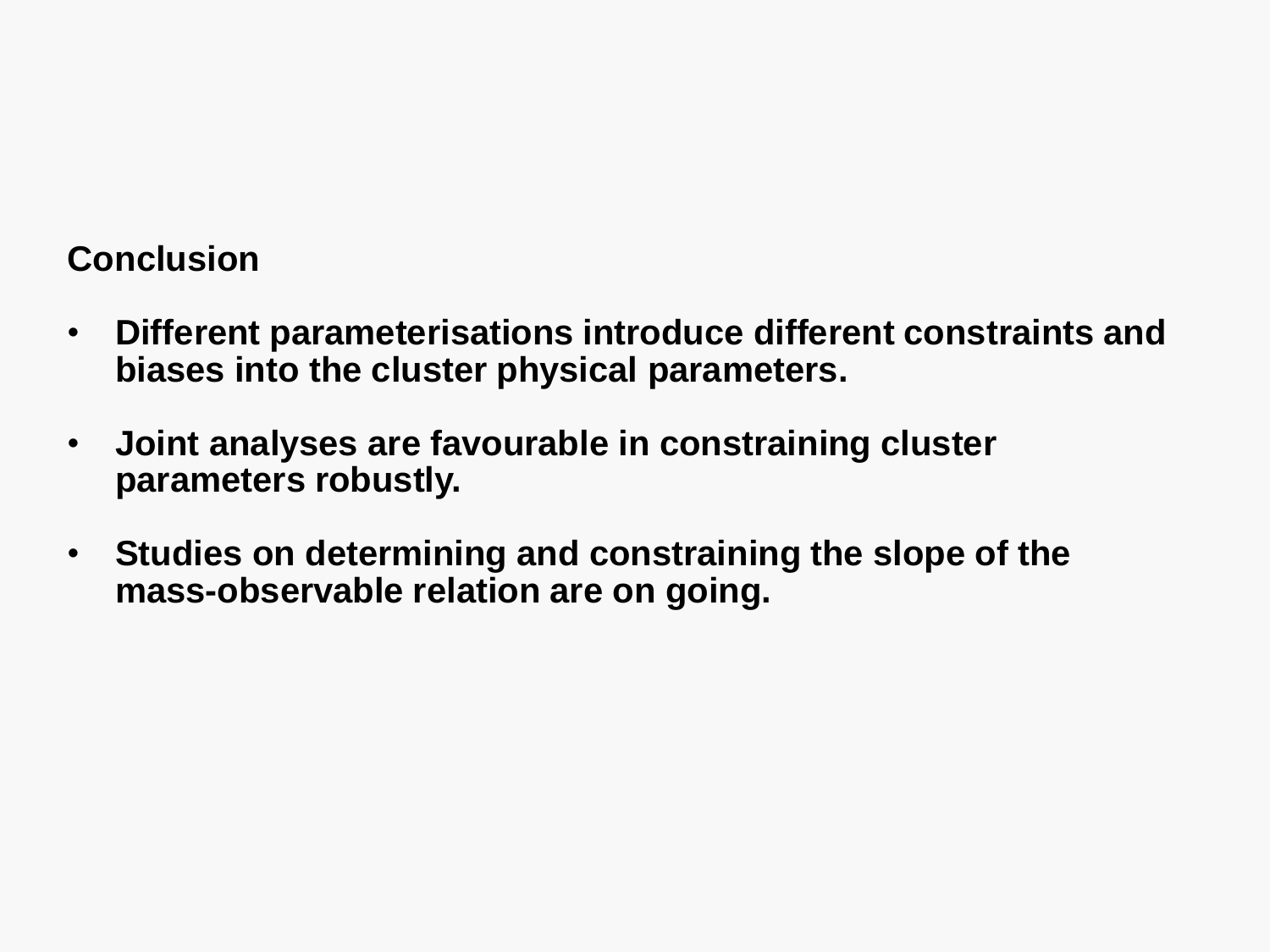## Conclusion

- **Different parameterisations introduce different constraints and biases into the cluster physical parameters.**

- **Joint analyses are favourable in constraining cluster parameters robustly.**

- **Studies on determining and constraining the slope of the mass-observable relation are on going.**